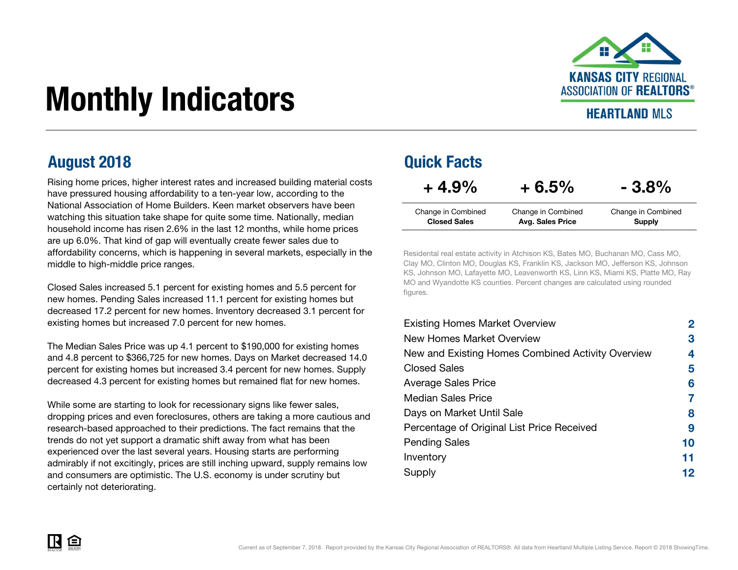# Monthly Indicators

KANSAS CITY REGIONAL ASSOCIATION OF REALTORS®

HEARTLAND MLS

## August 2018

Rising home prices, higher interest rates and increased building material costs have pressured housing affordability to a ten-year low, according to the National Association of Home Builders. Keen market observers have been watching this situation take shape for quite some time. Nationally, median household income has risen 2.6% in the last 12 months, while home prices are up 6.0%. That kind of gap will eventually create fewer sales due to affordability concerns, which is happening in several markets, especially in the middle to high-middle price ranges.

Closed Sales increased 5.1 percent for existing homes and 5.5 percent for new homes. Pending Sales increased 11.1 percent for existing homes but decreased 17.2 percent for new homes. Inventory decreased 3.1 percent for existing homes but increased 7.0 percent for new homes.

The Median Sales Price was up 4.1 percent to $190,000 for existing homes and 4.8 percent to $366,725 for new homes. Days on Market decreased 14.0 percent for existing homes but increased 3.4 percent for new homes. Supply decreased 4.3 percent for existing homes but remained flat for new homes.

While some are starting to look for recessionary signs like fewer sales, dropping prices and even foreclosures, others are taking a more cautious and research-based approached to their predictions. The fact remains that the trends do not yet support a dramatic shift away from what has been experienced over the last several years. Housing starts are performing admirably if not excitingly, prices are still inching upward, supply remains low and consumers are optimistic. The U.S. economy is under scrutiny but certainly not deteriorating.

## Quick Facts

| + 4.9% | + 6.5% | - 3.8% |
|---|---|---|
| Change in Combined **Closed Sales** | Change in Combined **Avg. Sales Price** | Change in Combined **Supply** |

Residental real estate activity in Atchison KS, Bates MO, Buchanan MO, Cass MO, Clay MO, Clinton MO, Douglas KS, Franklin KS, Jackson MO, Jefferson KS, Johnson KS, Johnson MO, Lafayette MO, Leavenworth KS, Linn KS, Miami KS, Platte MO, Ray MO and Wyandotte KS counties. Percent changes are calculated using rounded figures.

| | |
|---|---|
| Existing Homes Market Overview | 2 |
| New Homes Market Overview | 3 |
| New and Existing Homes Combined Activity Overview | 4 |
| Closed Sales | 5 |
| Average Sales Price | 6 |
| Median Sales Price | 7 |
| Days on Market Until Sale | 8 |
| Percentage of Original List Price Received | 9 |
| Pending Sales | 10 |
| Inventory | 11 |
| Supply | 12 |

Current as of September 7, 2018. Report provided by the Kansas City Regional Association of REALTORS®. All data from Heartland Multiple Listing Service. Report © 2018 ShowingTime.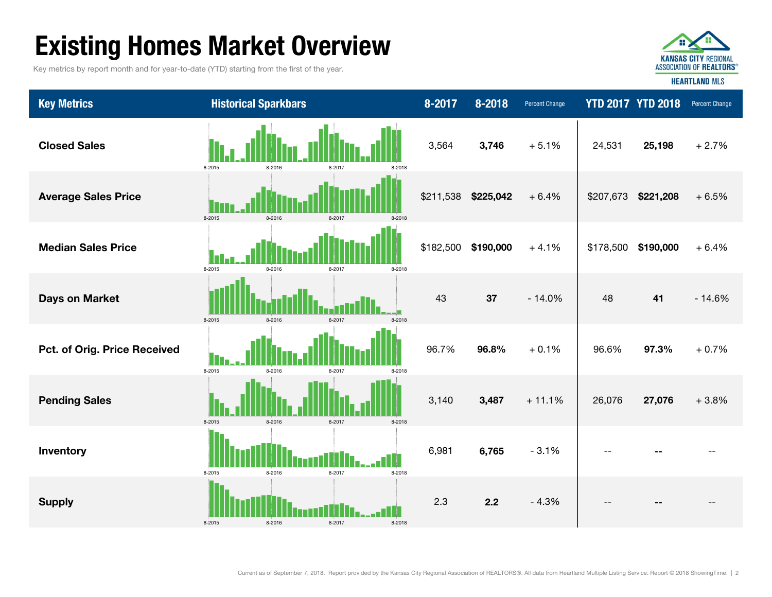# Existing Homes Market Overview

Key metrics by report month and for year-to-date (YTD) starting from the first of the year.

KANSAS CITY REGIONAL ASSOCIATION OF REALTORS® HEARTLAND MLS

| Key Metrics | Historical Sparkbars | 8-2017 | 8-2018 | Percent Change | YTD 2017 | YTD 2018 | Percent Change |
|---|---|---|---|---|---|---|---|
| **Closed Sales** | 8-2015 8-2016 8-2017 8-2018 | 3,564 | **3,746** | + 5.1% | 24,531 | **25,198** | + 2.7% |
| **Average Sales Price** | 8-2015 8-2016 8-2017 8-2018 | $211,538 | **$225,042** | + 6.4% | $207,673 | **$221,208** | + 6.5% |
| **Median Sales Price** | 8-2015 8-2016 8-2017 8-2018 | $182,500 | **$190,000** | + 4.1% | $178,500 | **$190,000** | + 6.4% |
| **Days on Market** | 8-2015 8-2016 8-2017 8-2018 | 43 | **37** | - 14.0% | 48 | **41** | - 14.6% |
| **Pct. of Orig. Price Received** | 8-2015 8-2016 8-2017 8-2018 | 96.7% | **96.8%** | + 0.1% | 96.6% | **97.3%** | + 0.7% |
| **Pending Sales** | 8-2015 8-2016 8-2017 8-2018 | 3,140 | **3,487** | + 11.1% | 26,076 | **27,076** | + 3.8% |
| **Inventory** | 8-2015 8-2016 8-2017 8-2018 | 6,981 | **6,765** | - 3.1% | -- | **--** | -- |
| **Supply** | 8-2015 8-2016 8-2017 8-2018 | 2.3 | **2.2** | - 4.3% | -- | **--** | -- |

Current as of September 7, 2018. Report provided by the Kansas City Regional Association of REALTORS®. All data from Heartland Multiple Listing Service. Report © 2018 ShowingTime.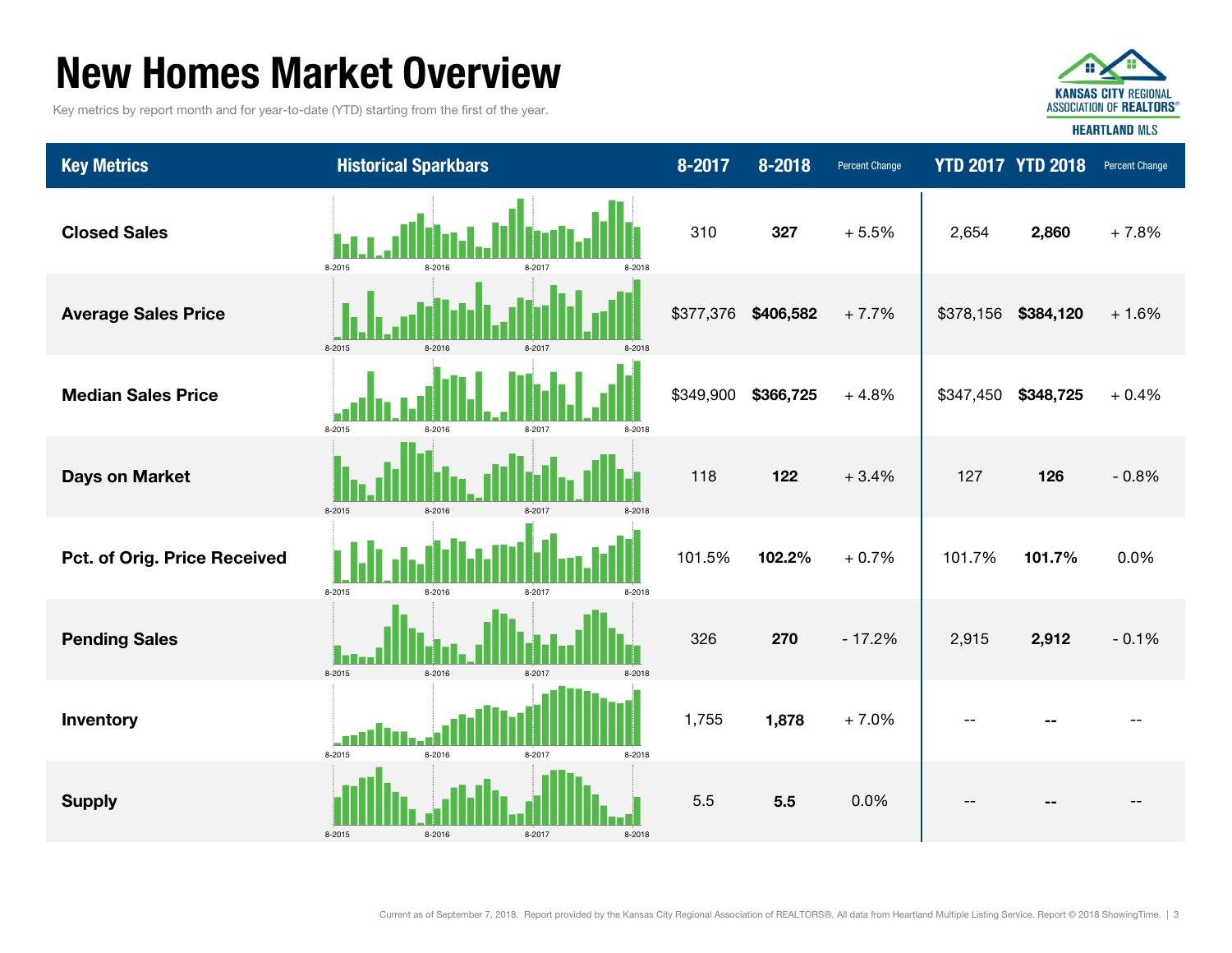# New Homes Market Overview

Key metrics by report month and for year-to-date (YTD) starting from the first of the year.

| Key Metrics | Historical Sparkbars | 8-2017 | 8-2018 | Percent Change | YTD 2017 | YTD 2018 | Percent Change |
|---|---|---|---|---|---|---|---|
| **Closed Sales** | 8-2015 8-2016 8-2017 8-2018 | 310 | **327** | + 5.5% | 2,654 | **2,860** | + 7.8% |
| **Average Sales Price** | 8-2015 8-2016 8-2017 8-2018 | $377,376 | **$406,582** | + 7.7% | $378,156 | **$384,120** | + 1.6% |
| **Median Sales Price** | 8-2015 8-2016 8-2017 8-2018 | $349,900 | **$366,725** | + 4.8% | $347,450 | **$348,725** | + 0.4% |
| **Days on Market** | 8-2015 8-2016 8-2017 8-2018 | 118 | **122** | + 3.4% | 127 | **126** | - 0.8% |
| **Pct. of Orig. Price Received** | 8-2015 8-2016 8-2017 8-2018 | 101.5% | **102.2%** | + 0.7% | 101.7% | **101.7%** | 0.0% |
| **Pending Sales** | 8-2015 8-2016 8-2017 8-2018 | 326 | **270** | - 17.2% | 2,915 | **2,912** | - 0.1% |
| **Inventory** | 8-2015 8-2016 8-2017 8-2018 | 1,755 | **1,878** | + 7.0% | -- | **--** | -- |
| **Supply** | 8-2015 8-2016 8-2017 8-2018 | 5.5 | **5.5** | 0.0% | -- | **--** | -- |

Current as of September 7, 2018. Report provided by the Kansas City Regional Association of REALTORS®. All data from Heartland Multiple Listing Service. Report © 2018 ShowingTime.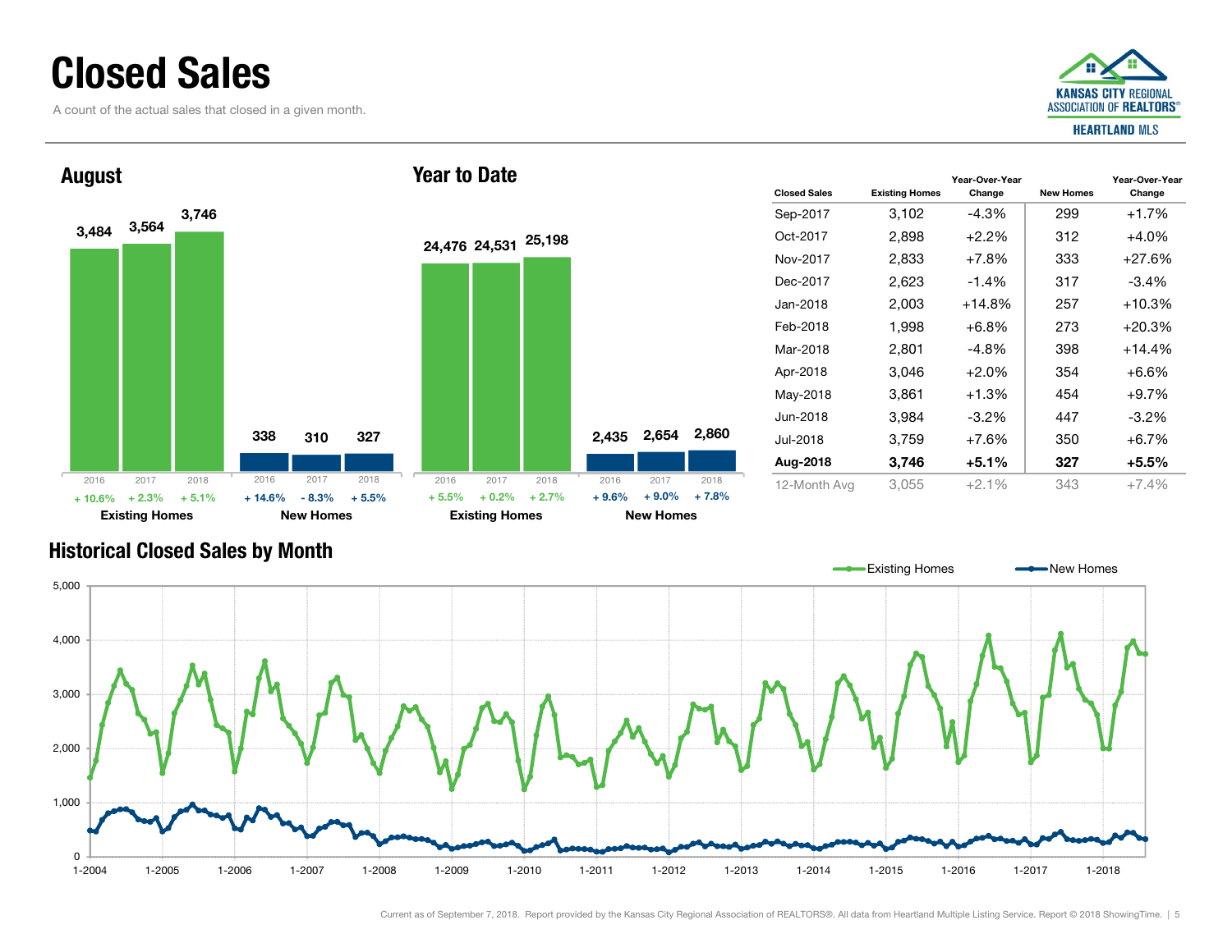# Closed Sales

A count of the actual sales that closed in a given month.

## August

| | 2016 | 2017 | 2018 |
|---|---|---|---|
| Existing Homes | 3,484 | 3,564 | 3,746 |
| Change | + 10.6% | + 2.3% | + 5.1% |
| New Homes | 338 | 310 | 327 |
| Change | + 14.6% | - 8.3% | + 5.5% |

## Year to Date

| | 2016 | 2017 | 2018 |
|---|---|---|---|
| Existing Homes | 24,476 | 24,531 | 25,198 |
| Change | + 5.5% | + 0.2% | + 2.7% |
| New Homes | 2,435 | 2,654 | 2,860 |
| Change | + 9.6% | + 9.0% | + 7.8% |

| Closed Sales | Existing Homes | Year-Over-Year Change | New Homes | Year-Over-Year Change |
|---|---|---|---|---|
| Sep-2017 | 3,102 | -4.3% | 299 | +1.7% |
| Oct-2017 | 2,898 | +2.2% | 312 | +4.0% |
| Nov-2017 | 2,833 | +7.8% | 333 | +27.6% |
| Dec-2017 | 2,623 | -1.4% | 317 | -3.4% |
| Jan-2018 | 2,003 | +14.8% | 257 | +10.3% |
| Feb-2018 | 1,998 | +6.8% | 273 | +20.3% |
| Mar-2018 | 2,801 | -4.8% | 398 | +14.4% |
| Apr-2018 | 3,046 | +2.0% | 354 | +6.6% |
| May-2018 | 3,861 | +1.3% | 454 | +9.7% |
| Jun-2018 | 3,984 | -3.2% | 447 | -3.2% |
| Jul-2018 | 3,759 | +7.6% | 350 | +6.7% |
| **Aug-2018** | **3,746** | **+5.1%** | **327** | **+5.5%** |
| 12-Month Avg | 3,055 | +2.1% | 343 | +7.4% |

## Historical Closed Sales by Month

Existing Homes / New Homes

Current as of September 7, 2018. Report provided by the Kansas City Regional Association of REALTORS®. All data from Heartland Multiple Listing Service. Report © 2018 ShowingTime.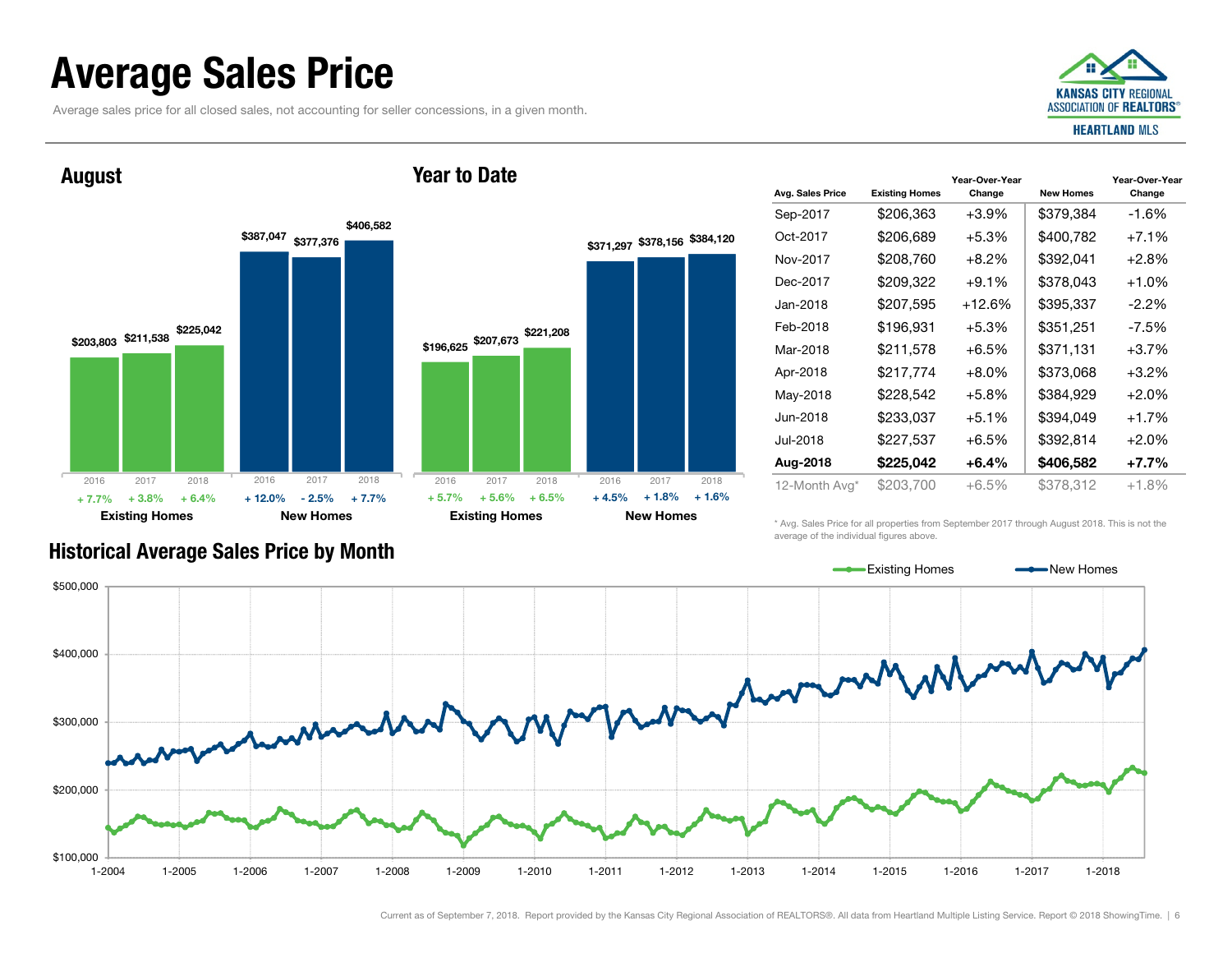# Average Sales Price

Average sales price for all closed sales, not accounting for seller concessions, in a given month.

KANSAS CITY REGIONAL ASSOCIATION OF REALTORS®
HEARTLAND MLS

## August

$203,803 $211,538 $225,042 $387,047 $377,376 $406,582

2016 2017 2018 2016 2017 2018

+ 7.7% + 3.8% + 6.4% + 12.0% - 2.5% + 7.7%

Existing Homes New Homes

## Year to Date

$196,625 $207,673 $221,208 $371,297 $378,156 $384,120

2016 2017 2018 2016 2017 2018

+ 5.7% + 5.6% + 6.5% + 4.5% + 1.8% + 1.6%

Existing Homes New Homes

| Avg. Sales Price | Existing Homes | Year-Over-Year Change | New Homes | Year-Over-Year Change |
|---|---|---|---|---|
| Sep-2017 | $206,363 | +3.9% | $379,384 | -1.6% |
| Oct-2017 | $206,689 | +5.3% | $400,782 | +7.1% |
| Nov-2017 | $208,760 | +8.2% | $392,041 | +2.8% |
| Dec-2017 | $209,322 | +9.1% | $378,043 | +1.0% |
| Jan-2018 | $207,595 | +12.6% | $395,337 | -2.2% |
| Feb-2018 | $196,931 | +5.3% | $351,251 | -7.5% |
| Mar-2018 | $211,578 | +6.5% | $371,131 | +3.7% |
| Apr-2018 | $217,774 | +8.0% | $373,068 | +3.2% |
| May-2018 | $228,542 | +5.8% | $384,929 | +2.0% |
| Jun-2018 | $233,037 | +5.1% | $394,049 | +1.7% |
| Jul-2018 | $227,537 | +6.5% | $392,814 | +2.0% |
| **Aug-2018** | **$225,042** | **+6.4%** | **$406,582** | **+7.7%** |
| 12-Month Avg* | $203,700 | +6.5% | $378,312 | +1.8% |

* Avg. Sales Price for all properties from September 2017 through August 2018. This is not the average of the individual figures above.

## Historical Average Sales Price by Month

Existing Homes
New Homes

$500,000
$400,000
$300,000
$200,000
$100,000

1-2004 1-2005 1-2006 1-2007 1-2008 1-2009 1-2010 1-2011 1-2012 1-2013 1-2014 1-2015 1-2016 1-2017 1-2018

Current as of September 7, 2018. Report provided by the Kansas City Regional Association of REALTORS®. All data from Heartland Multiple Listing Service. Report © 2018 ShowingTime.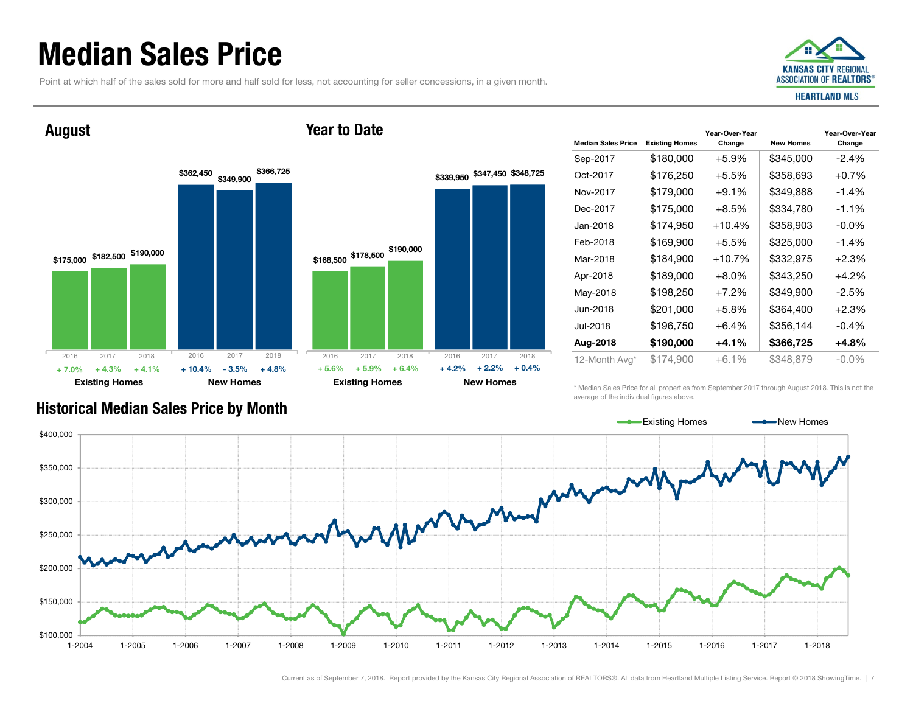# Median Sales Price

Point at which half of the sales sold for more and half sold for less, not accounting for seller concessions, in a given month.

KANSAS CITY REGIONAL ASSOCIATION OF REALTORS® HEARTLAND MLS

## August

$175,000 $182,500 $190,000 $362,450 $349,900 $366,725

2016 2017 2018 2016 2017 2018

+ 7.0% + 4.3% + 4.1% + 10.4% - 3.5% + 4.8%

Existing Homes New Homes

## Year to Date

$168,500 $178,500 $190,000 $339,950 $347,450 $348,725

2016 2017 2018 2016 2017 2018

+ 5.6% + 5.9% + 6.4% + 4.2% + 2.2% + 0.4%

Existing Homes New Homes

| Median Sales Price | Existing Homes | Year-Over-Year Change | New Homes | Year-Over-Year Change |
|---|---|---|---|---|
| Sep-2017 | $180,000 | +5.9% | $345,000 | -2.4% |
| Oct-2017 | $176,250 | +5.5% | $358,693 | +0.7% |
| Nov-2017 | $179,000 | +9.1% | $349,888 | -1.4% |
| Dec-2017 | $175,000 | +8.5% | $334,780 | -1.1% |
| Jan-2018 | $174,950 | +10.4% | $358,903 | -0.0% |
| Feb-2018 | $169,900 | +5.5% | $325,000 | -1.4% |
| Mar-2018 | $184,900 | +10.7% | $332,975 | +2.3% |
| Apr-2018 | $189,000 | +8.0% | $343,250 | +4.2% |
| May-2018 | $198,250 | +7.2% | $349,900 | -2.5% |
| Jun-2018 | $201,000 | +5.8% | $364,400 | +2.3% |
| Jul-2018 | $196,750 | +6.4% | $356,144 | -0.4% |
| **Aug-2018** | **$190,000** | **+4.1%** | **$366,725** | **+4.8%** |
| 12-Month Avg* | $174,900 | +6.1% | $348,879 | -0.0% |

* Median Sales Price for all properties from September 2017 through August 2018. This is not the average of the individual figures above.

## Historical Median Sales Price by Month

Existing Homes New Homes

$400,000 $350,000 $300,000 $250,000 $200,000 $150,000 $100,000

1-2004 1-2005 1-2006 1-2007 1-2008 1-2009 1-2010 1-2011 1-2012 1-2013 1-2014 1-2015 1-2016 1-2017 1-2018

Current as of September 7, 2018. Report provided by the Kansas City Regional Association of REALTORS®. All data from Heartland Multiple Listing Service. Report © 2018 ShowingTime.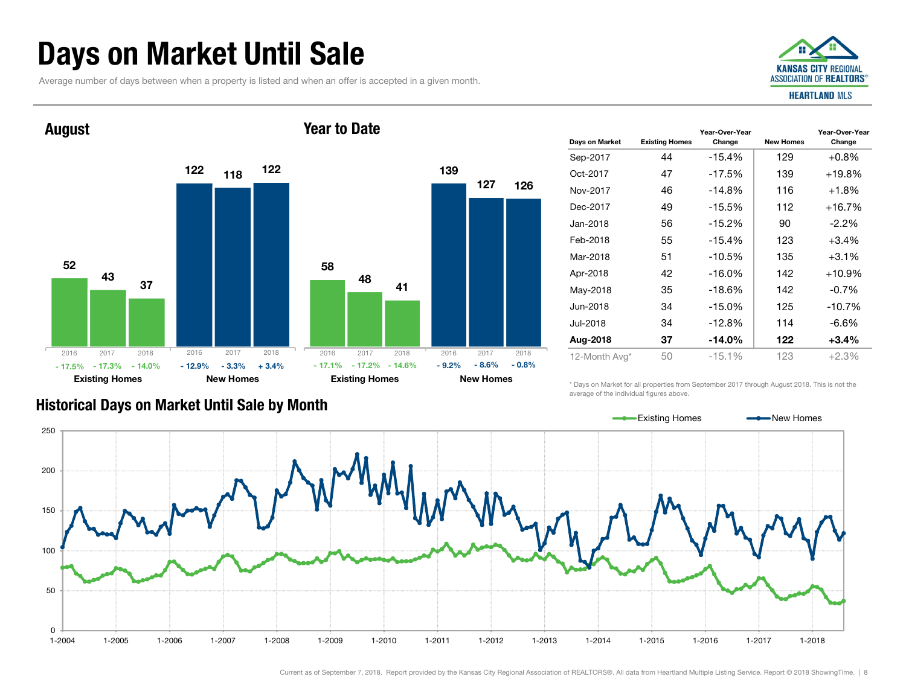# Days on Market Until Sale

Average number of days between when a property is listed and when an offer is accepted in a given month.

## August

| | 2016 | 2017 | 2018 |
|---|---|---|---|
| Existing Homes | 52 | 43 | 37 |
| | - 17.5% | - 17.3% | - 14.0% |
| New Homes | 122 | 118 | 122 |
| | - 12.9% | - 3.3% | + 3.4% |

## Year to Date

| | 2016 | 2017 | 2018 |
|---|---|---|---|
| Existing Homes | 58 | 48 | 41 |
| | - 17.1% | - 17.2% | - 14.6% |
| New Homes | 139 | 127 | 126 |
| | - 9.2% | - 8.6% | - 0.8% |

| Days on Market | Existing Homes | Year-Over-Year Change | New Homes | Year-Over-Year Change |
|---|---|---|---|---|
| Sep-2017 | 44 | -15.4% | 129 | +0.8% |
| Oct-2017 | 47 | -17.5% | 139 | +19.8% |
| Nov-2017 | 46 | -14.8% | 116 | +1.8% |
| Dec-2017 | 49 | -15.5% | 112 | +16.7% |
| Jan-2018 | 56 | -15.2% | 90 | -2.2% |
| Feb-2018 | 55 | -15.4% | 123 | +3.4% |
| Mar-2018 | 51 | -10.5% | 135 | +3.1% |
| Apr-2018 | 42 | -16.0% | 142 | +10.9% |
| May-2018 | 35 | -18.6% | 142 | -0.7% |
| Jun-2018 | 34 | -15.0% | 125 | -10.7% |
| Jul-2018 | 34 | -12.8% | 114 | -6.6% |
| **Aug-2018** | **37** | **-14.0%** | **122** | **+3.4%** |
| 12-Month Avg* | 50 | -15.1% | 123 | +2.3% |

\* Days on Market for all properties from September 2017 through August 2018. This is not the average of the individual figures above.

## Historical Days on Market Until Sale by Month

Existing Homes — New Homes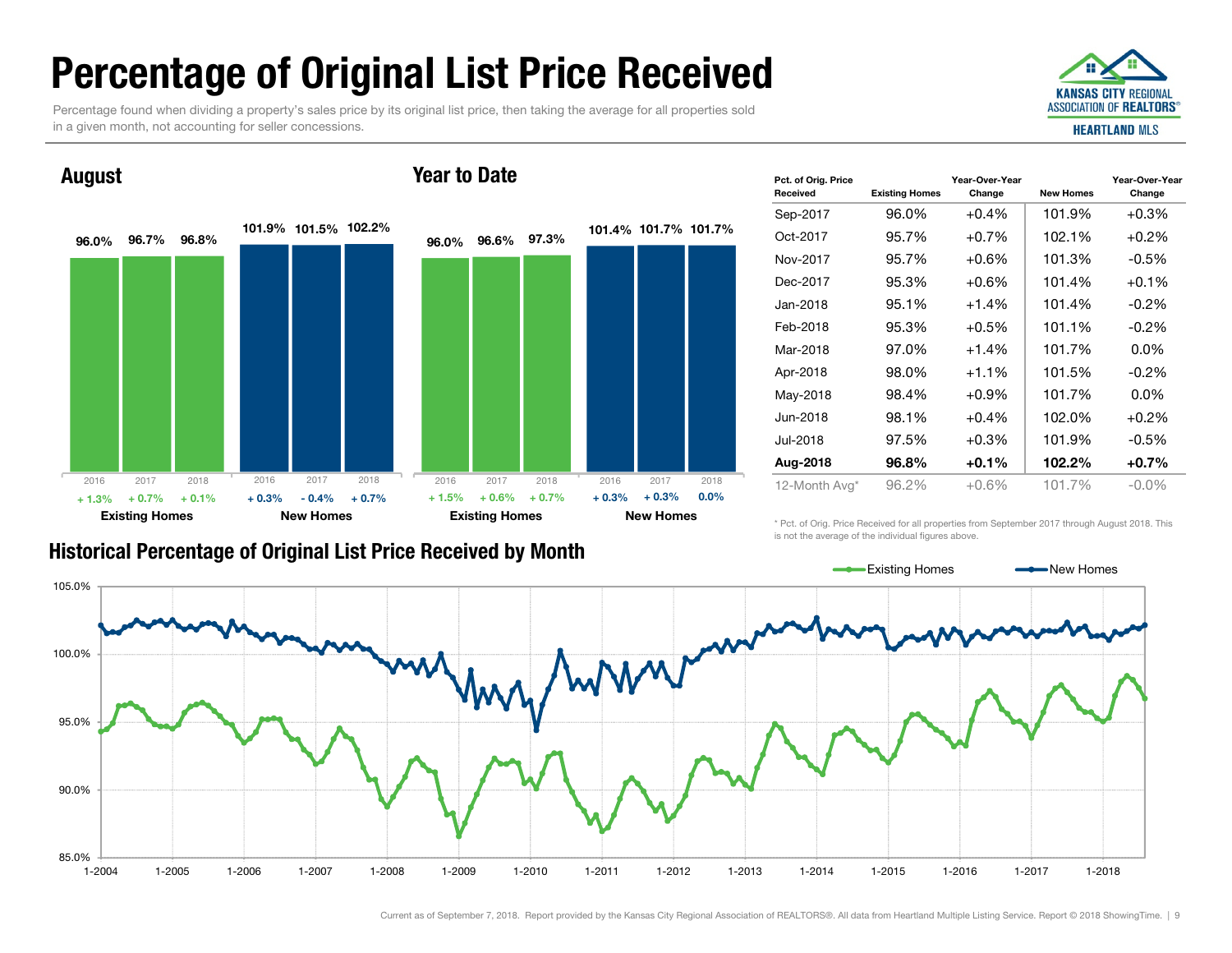# Percentage of Original List Price Received

Percentage found when dividing a property's sales price by its original list price, then taking the average for all properties sold in a given month, not accounting for seller concessions.

KANSAS CITY REGIONAL ASSOCIATION OF REALTORS® HEARTLAND MLS

## August

96.0% 96.7% 96.8% 101.9% 101.5% 102.2%

2016 2017 2018 2016 2017 2018

+ 1.3% + 0.7% + 0.1% + 0.3% - 0.4% + 0.7%

Existing Homes New Homes

## Year to Date

96.0% 96.6% 97.3% 101.4% 101.7% 101.7%

2016 2017 2018 2016 2017 2018

+ 1.5% + 0.6% + 0.7% + 0.3% + 0.3% 0.0%

Existing Homes New Homes

| Pct. of Orig. Price Received | Existing Homes | Year-Over-Year Change | New Homes | Year-Over-Year Change |
|---|---|---|---|---|
| Sep-2017 | 96.0% | +0.4% | 101.9% | +0.3% |
| Oct-2017 | 95.7% | +0.7% | 102.1% | +0.2% |
| Nov-2017 | 95.7% | +0.6% | 101.3% | -0.5% |
| Dec-2017 | 95.3% | +0.6% | 101.4% | +0.1% |
| Jan-2018 | 95.1% | +1.4% | 101.4% | -0.2% |
| Feb-2018 | 95.3% | +0.5% | 101.1% | -0.2% |
| Mar-2018 | 97.0% | +1.4% | 101.7% | 0.0% |
| Apr-2018 | 98.0% | +1.1% | 101.5% | -0.2% |
| May-2018 | 98.4% | +0.9% | 101.7% | 0.0% |
| Jun-2018 | 98.1% | +0.4% | 102.0% | +0.2% |
| Jul-2018 | 97.5% | +0.3% | 101.9% | -0.5% |
| **Aug-2018** | **96.8%** | **+0.1%** | **102.2%** | **+0.7%** |
| 12-Month Avg* | 96.2% | +0.6% | 101.7% | -0.0% |

\* Pct. of Orig. Price Received for all properties from September 2017 through August 2018. This is not the average of the individual figures above.

## Historical Percentage of Original List Price Received by Month

Existing Homes New Homes

105.0% 100.0% 95.0% 90.0% 85.0%

1-2004 1-2005 1-2006 1-2007 1-2008 1-2009 1-2010 1-2011 1-2012 1-2013 1-2014 1-2015 1-2016 1-2017 1-2018

Current as of September 7, 2018. Report provided by the Kansas City Regional Association of REALTORS®. All data from Heartland Multiple Listing Service. Report © 2018 ShowingTime.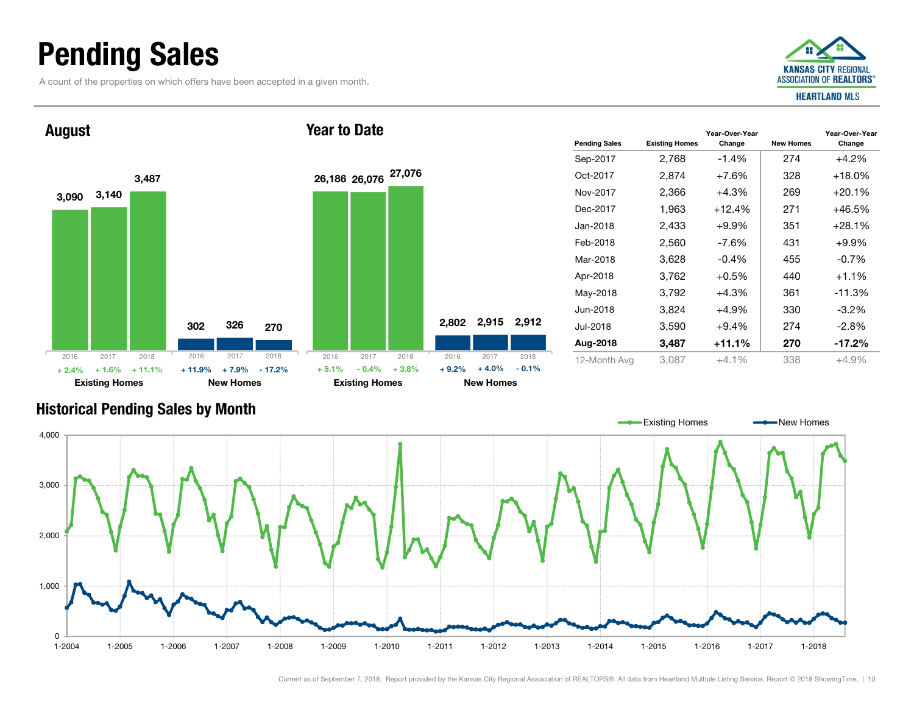# Pending Sales

A count of the properties on which offers have been accepted in a given month.

KANSAS CITY REGIONAL ASSOCIATION OF REALTORS®
HEARTLAND MLS

## August

3,090
3,140
3,487
302
326
270
2016 2017 2018
+ 2.4% + 1.6% + 11.1%
Existing Homes
2016 2017 2018
+ 11.9% + 7.9% - 17.2%
New Homes

## Year to Date

26,186
26,076
27,076
2,802
2,915
2,912
2016 2017 2018
+ 5.1% - 0.4% + 3.8%
Existing Homes
2016 2017 2018
+ 9.2% + 4.0% - 0.1%
New Homes

| Pending Sales | Existing Homes | Year-Over-Year Change | New Homes | Year-Over-Year Change |
|---|---|---|---|---|
| Sep-2017 | 2,768 | -1.4% | 274 | +4.2% |
| Oct-2017 | 2,874 | +7.6% | 328 | +18.0% |
| Nov-2017 | 2,366 | +4.3% | 269 | +20.1% |
| Dec-2017 | 1,963 | +12.4% | 271 | +46.5% |
| Jan-2018 | 2,433 | +9.9% | 351 | +28.1% |
| Feb-2018 | 2,560 | -7.6% | 431 | +9.9% |
| Mar-2018 | 3,628 | -0.4% | 455 | -0.7% |
| Apr-2018 | 3,762 | +0.5% | 440 | +1.1% |
| May-2018 | 3,792 | +4.3% | 361 | -11.3% |
| Jun-2018 | 3,824 | +4.9% | 330 | -3.2% |
| Jul-2018 | 3,590 | +9.4% | 274 | -2.8% |
| **Aug-2018** | **3,487** | **+11.1%** | **270** | **-17.2%** |
| 12-Month Avg | 3,087 | +4.1% | 338 | +4.9% |

## Historical Pending Sales by Month

Existing Homes
New Homes

4,000
3,000
2,000
1,000
0

1-2004 1-2005 1-2006 1-2007 1-2008 1-2009 1-2010 1-2011 1-2012 1-2013 1-2014 1-2015 1-2016 1-2017 1-2018

Current as of September 7, 2018. Report provided by the Kansas City Regional Association of REALTORS®. All data from Heartland Multiple Listing Service. Report © 2018 ShowingTime.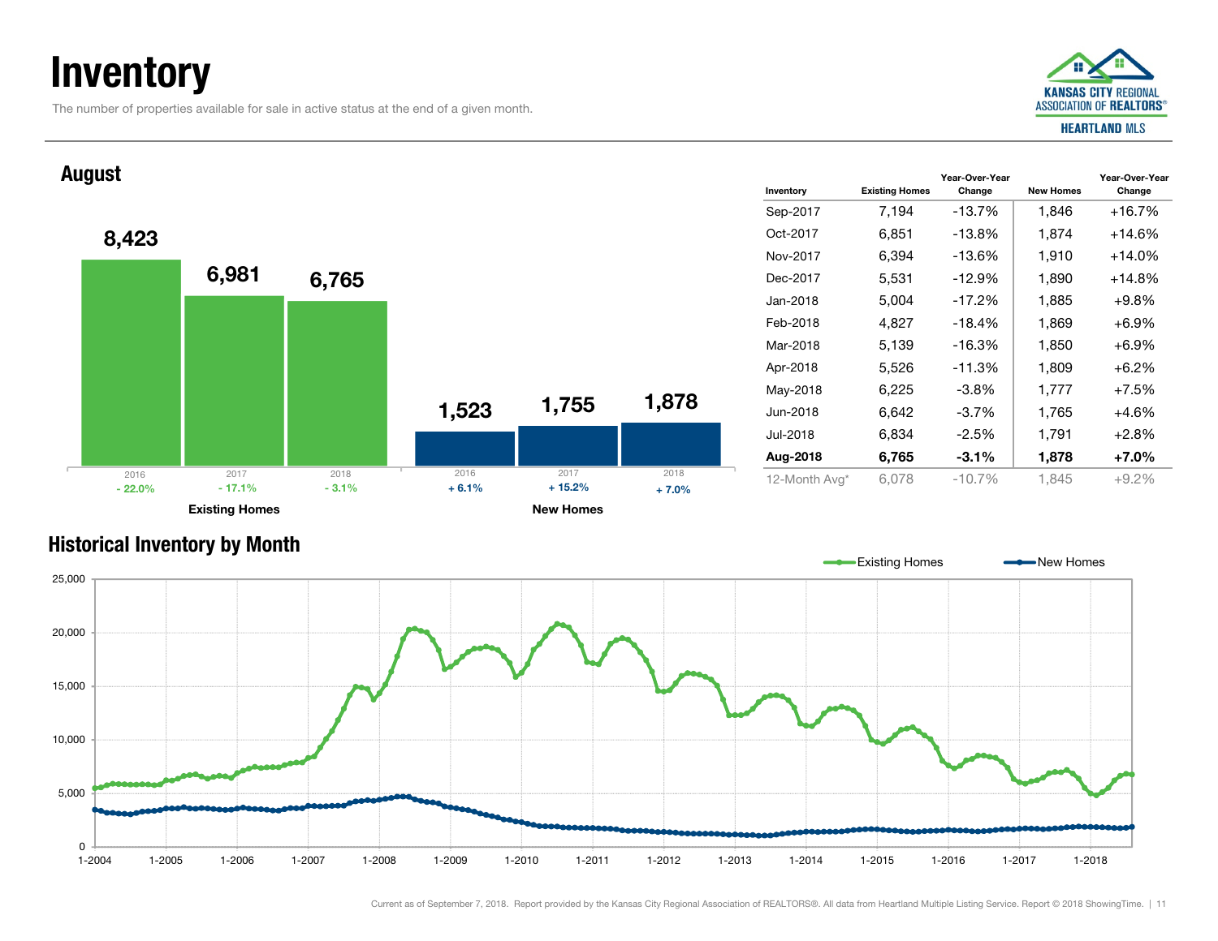# Inventory

The number of properties available for sale in active status at the end of a given month.

KANSAS CITY REGIONAL ASSOCIATION OF REALTORS®
HEARTLAND MLS

## August

8,423
6,981
6,765
1,523
1,755
1,878

2016
- 22.0%
2017
- 17.1%
2018
- 3.1%

2016
+ 6.1%
2017
+ 15.2%
2018
+ 7.0%

Existing Homes

New Homes

| Inventory | Existing Homes | Year-Over-Year Change | New Homes | Year-Over-Year Change |
|---|---|---|---|---|
| Sep-2017 | 7,194 | -13.7% | 1,846 | +16.7% |
| Oct-2017 | 6,851 | -13.8% | 1,874 | +14.6% |
| Nov-2017 | 6,394 | -13.6% | 1,910 | +14.0% |
| Dec-2017 | 5,531 | -12.9% | 1,890 | +14.8% |
| Jan-2018 | 5,004 | -17.2% | 1,885 | +9.8% |
| Feb-2018 | 4,827 | -18.4% | 1,869 | +6.9% |
| Mar-2018 | 5,139 | -16.3% | 1,850 | +6.9% |
| Apr-2018 | 5,526 | -11.3% | 1,809 | +6.2% |
| May-2018 | 6,225 | -3.8% | 1,777 | +7.5% |
| Jun-2018 | 6,642 | -3.7% | 1,765 | +4.6% |
| Jul-2018 | 6,834 | -2.5% | 1,791 | +2.8% |
| **Aug-2018** | **6,765** | **-3.1%** | **1,878** | **+7.0%** |
| 12-Month Avg* | 6,078 | -10.7% | 1,845 | +9.2% |

## Historical Inventory by Month

Existing Homes
New Homes

25,000
20,000
15,000
10,000
5,000
0

1-2004
1-2005
1-2006
1-2007
1-2008
1-2009
1-2010
1-2011
1-2012
1-2013
1-2014
1-2015
1-2016
1-2017
1-2018

Current as of September 7, 2018. Report provided by the Kansas City Regional Association of REALTORS®. All data from Heartland Multiple Listing Service. Report © 2018 ShowingTime.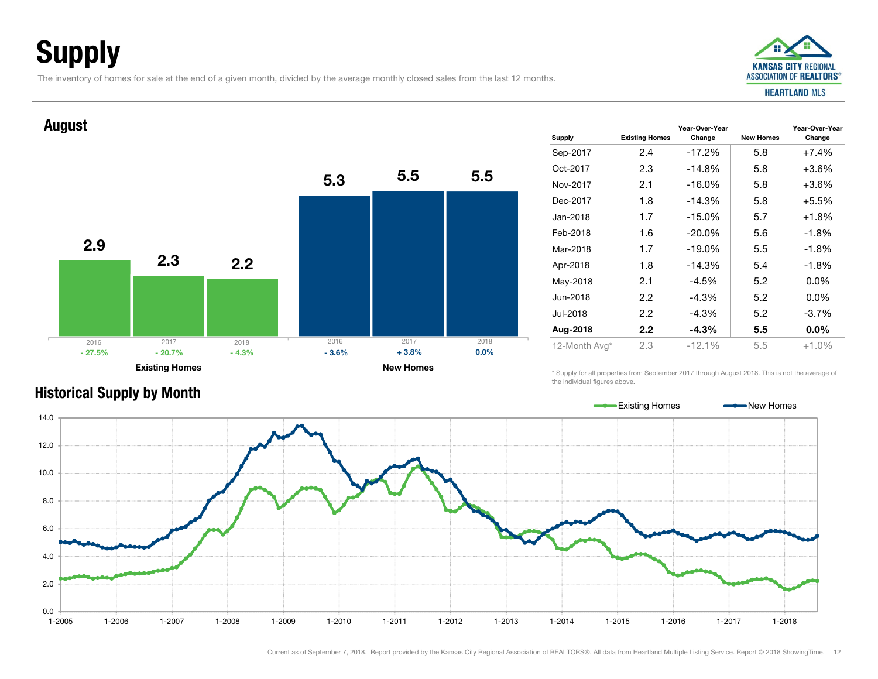# Supply

The inventory of homes for sale at the end of a given month, divided by the average monthly closed sales from the last 12 months.

KANSAS CITY REGIONAL ASSOCIATION OF REALTORS® HEARTLAND MLS

## August

2.9
2.3
2.2
5.3
5.5
5.5

2016 - 27.5%
2017 - 20.7%
2018 - 4.3%
2016 - 3.6%
2017 + 3.8%
2018 0.0%

Existing Homes
New Homes

| Supply | Existing Homes | Year-Over-Year Change | New Homes | Year-Over-Year Change |
|---|---|---|---|---|
| Sep-2017 | 2.4 | -17.2% | 5.8 | +7.4% |
| Oct-2017 | 2.3 | -14.8% | 5.8 | +3.6% |
| Nov-2017 | 2.1 | -16.0% | 5.8 | +3.6% |
| Dec-2017 | 1.8 | -14.3% | 5.8 | +5.5% |
| Jan-2018 | 1.7 | -15.0% | 5.7 | +1.8% |
| Feb-2018 | 1.6 | -20.0% | 5.6 | -1.8% |
| Mar-2018 | 1.7 | -19.0% | 5.5 | -1.8% |
| Apr-2018 | 1.8 | -14.3% | 5.4 | -1.8% |
| May-2018 | 2.1 | -4.5% | 5.2 | 0.0% |
| Jun-2018 | 2.2 | -4.3% | 5.2 | 0.0% |
| Jul-2018 | 2.2 | -4.3% | 5.2 | -3.7% |
| **Aug-2018** | **2.2** | **-4.3%** | **5.5** | **0.0%** |
| 12-Month Avg* | 2.3 | -12.1% | 5.5 | +1.0% |

\* Supply for all properties from September 2017 through August 2018. This is not the average of the individual figures above.

## Historical Supply by Month

Existing Homes
New Homes

14.0
12.0
10.0
8.0
6.0
4.0
2.0
0.0

1-2005
1-2006
1-2007
1-2008
1-2009
1-2010
1-2011
1-2012
1-2013
1-2014
1-2015
1-2016
1-2017
1-2018

Current as of September 7, 2018. Report provided by the Kansas City Regional Association of REALTORS®. All data from Heartland Multiple Listing Service. Report © 2018 ShowingTime.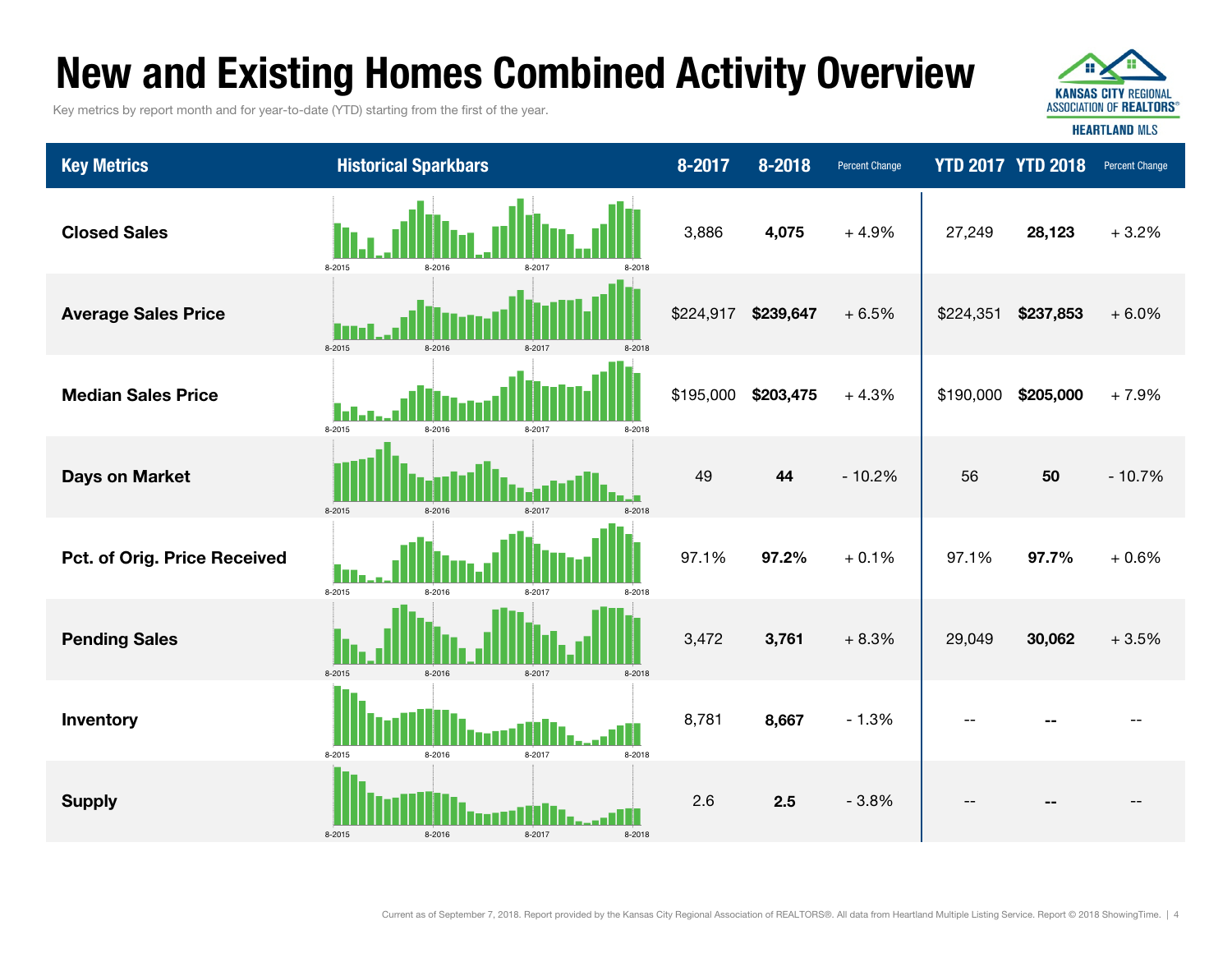# New and Existing Homes Combined Activity Overview

Key metrics by report month and for year-to-date (YTD) starting from the first of the year.

KANSAS CITY REGIONAL ASSOCIATION OF REALTORS® HEARTLAND MLS

| Key Metrics | Historical Sparkbars | 8-2017 | 8-2018 | Percent Change | YTD 2017 | YTD 2018 | Percent Change |
|---|---|---|---|---|---|---|---|
| Closed Sales | 8-2015 8-2016 8-2017 8-2018 | 3,886 | **4,075** | + 4.9% | 27,249 | **28,123** | + 3.2% |
| Average Sales Price | 8-2015 8-2016 8-2017 8-2018 | $224,917 | **$239,647** | + 6.5% | $224,351 | **$237,853** | + 6.0% |
| Median Sales Price | 8-2015 8-2016 8-2017 8-2018 | $195,000 | **$203,475** | + 4.3% | $190,000 | **$205,000** | + 7.9% |
| Days on Market | 8-2015 8-2016 8-2017 8-2018 | 49 | **44** | - 10.2% | 56 | **50** | - 10.7% |
| Pct. of Orig. Price Received | 8-2015 8-2016 8-2017 8-2018 | 97.1% | **97.2%** | + 0.1% | 97.1% | **97.7%** | + 0.6% |
| Pending Sales | 8-2015 8-2016 8-2017 8-2018 | 3,472 | **3,761** | + 8.3% | 29,049 | **30,062** | + 3.5% |
| Inventory | 8-2015 8-2016 8-2017 8-2018 | 8,781 | **8,667** | - 1.3% | -- | **--** | -- |
| Supply | 8-2015 8-2016 8-2017 8-2018 | 2.6 | **2.5** | - 3.8% | -- | **--** | -- |

Current as of September 7, 2018. Report provided by the Kansas City Regional Association of REALTORS®. All data from Heartland Multiple Listing Service. Report © 2018 ShowingTime.